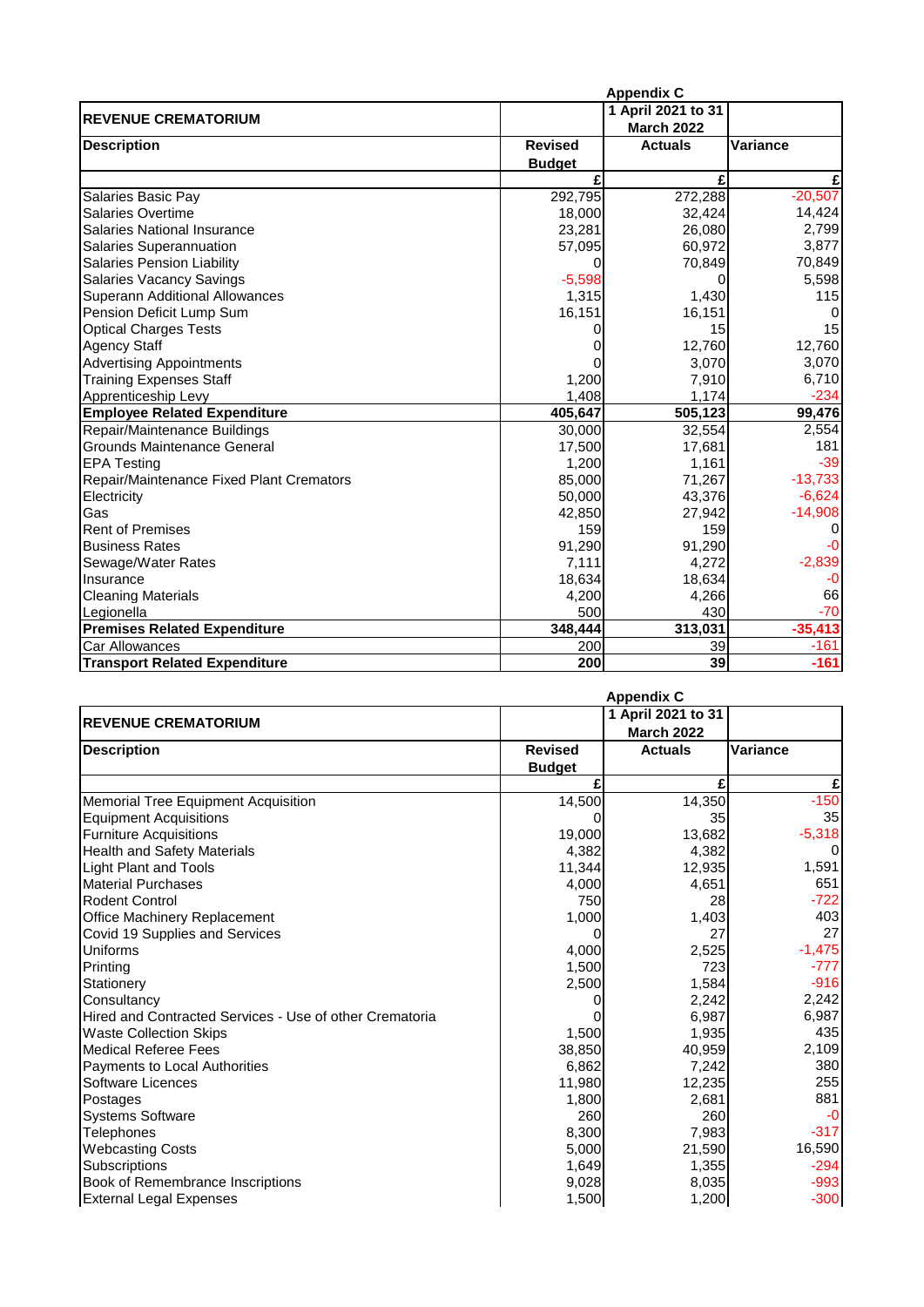## Appendix C

| REVENUE CREMATORIUM | | 1 April 2021 to 31 March 2022 | |
|---|---|---|---|
| **Description** | **Revised Budget** | **Actuals** | **Variance** |
| | £ | £ | £ |
| Salaries Basic Pay | 292,795 | 272,288 | -20,507 |
| Salaries Overtime | 18,000 | 32,424 | 14,424 |
| Salaries National Insurance | 23,281 | 26,080 | 2,799 |
| Salaries Superannuation | 57,095 | 60,972 | 3,877 |
| Salaries Pension Liability | 0 | 70,849 | 70,849 |
| Salaries Vacancy Savings | -5,598 | 0 | 5,598 |
| Superann Additional Allowances | 1,315 | 1,430 | 115 |
| Pension Deficit Lump Sum | 16,151 | 16,151 | 0 |
| Optical Charges Tests | 0 | 15 | 15 |
| Agency Staff | 0 | 12,760 | 12,760 |
| Advertising Appointments | 0 | 3,070 | 3,070 |
| Training Expenses Staff | 1,200 | 7,910 | 6,710 |
| Apprenticeship Levy | 1,408 | 1,174 | -234 |
| **Employee Related Expenditure** | **405,647** | **505,123** | **99,476** |
| Repair/Maintenance Buildings | 30,000 | 32,554 | 2,554 |
| Grounds Maintenance General | 17,500 | 17,681 | 181 |
| EPA Testing | 1,200 | 1,161 | -39 |
| Repair/Maintenance Fixed Plant Cremators | 85,000 | 71,267 | -13,733 |
| Electricity | 50,000 | 43,376 | -6,624 |
| Gas | 42,850 | 27,942 | -14,908 |
| Rent of Premises | 159 | 159 | 0 |
| Business Rates | 91,290 | 91,290 | -0 |
| Sewage/Water Rates | 7,111 | 4,272 | -2,839 |
| Insurance | 18,634 | 18,634 | -0 |
| Cleaning Materials | 4,200 | 4,266 | 66 |
| Legionella | 500 | 430 | -70 |
| **Premises Related Expenditure** | **348,444** | **313,031** | **-35,413** |
| Car Allowances | 200 | 39 | -161 |
| **Transport Related Expenditure** | **200** | **39** | **-161** |

## Appendix C

| REVENUE CREMATORIUM | | 1 April 2021 to 31 March 2022 | |
|---|---|---|---|
| **Description** | **Revised Budget** | **Actuals** | **Variance** |
| | £ | £ | £ |
| Memorial Tree Equipment Acquisition | 14,500 | 14,350 | -150 |
| Equipment Acquisitions | 0 | 35 | 35 |
| Furniture Acquisitions | 19,000 | 13,682 | -5,318 |
| Health and Safety Materials | 4,382 | 4,382 | 0 |
| Light Plant and Tools | 11,344 | 12,935 | 1,591 |
| Material Purchases | 4,000 | 4,651 | 651 |
| Rodent Control | 750 | 28 | -722 |
| Office Machinery Replacement | 1,000 | 1,403 | 403 |
| Covid 19 Supplies and Services | 0 | 27 | 27 |
| Uniforms | 4,000 | 2,525 | -1,475 |
| Printing | 1,500 | 723 | -777 |
| Stationery | 2,500 | 1,584 | -916 |
| Consultancy | 0 | 2,242 | 2,242 |
| Hired and Contracted Services - Use of other Crematoria | 0 | 6,987 | 6,987 |
| Waste Collection Skips | 1,500 | 1,935 | 435 |
| Medical Referee Fees | 38,850 | 40,959 | 2,109 |
| Payments to Local Authorities | 6,862 | 7,242 | 380 |
| Software Licences | 11,980 | 12,235 | 255 |
| Postages | 1,800 | 2,681 | 881 |
| Systems Software | 260 | 260 | -0 |
| Telephones | 8,300 | 7,983 | -317 |
| Webcasting Costs | 5,000 | 21,590 | 16,590 |
| Subscriptions | 1,649 | 1,355 | -294 |
| Book of Remembrance Inscriptions | 9,028 | 8,035 | -993 |
| External Legal Expenses | 1,500 | 1,200 | -300 |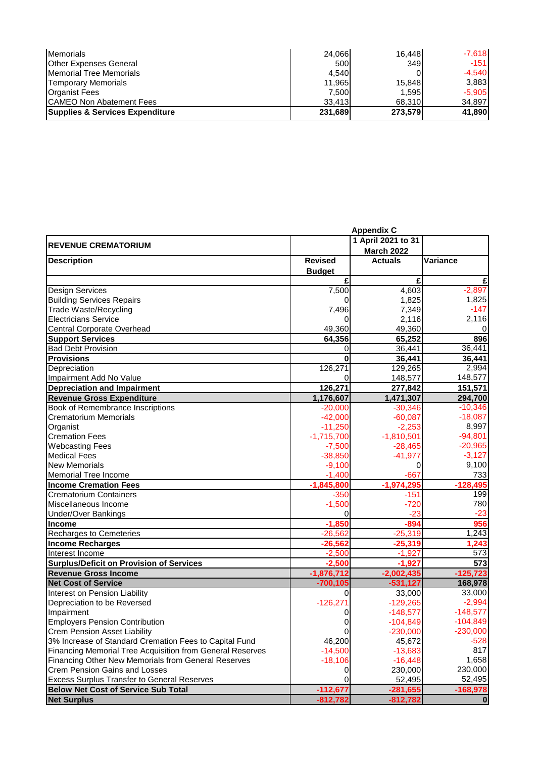| | | | |
|---|---|---|---|
| Memorials | 24,066 | 16,448 | -7,618 |
| Other Expenses General | 500 | 349 | -151 |
| Memorial Tree Memorials | 4,540 | 0 | -4,540 |
| Temporary Memorials | 11,965 | 15,848 | 3,883 |
| Organist Fees | 7,500 | 1,595 | -5,905 |
| CAMEO Non Abatement Fees | 33,413 | 68,310 | 34,897 |
| **Supplies & Services Expenditure** | **231,689** | **273,579** | **41,890** |

**Appendix C**

| REVENUE CREMATORIUM | | 1 April 2021 to 31 March 2022 | |
|---|---|---|---|
| **Description** | **Revised Budget** | **Actuals** | **Variance** |
| | £ | £ | £ |
| Design Services | 7,500 | 4,603 | -2,897 |
| Building Services Repairs | 0 | 1,825 | 1,825 |
| Trade Waste/Recycling | 7,496 | 7,349 | -147 |
| Electricians Service | 0 | 2,116 | 2,116 |
| Central Corporate Overhead | 49,360 | 49,360 | 0 |
| **Support Services** | **64,356** | **65,252** | **896** |
| Bad Debt Provision | 0 | 36,441 | 36,441 |
| **Provisions** | **0** | **36,441** | **36,441** |
| Depreciation | 126,271 | 129,265 | 2,994 |
| Impairment Add No Value | 0 | 148,577 | 148,577 |
| **Depreciation and Impairment** | **126,271** | **277,842** | **151,571** |
| **Revenue Gross Expenditure** | **1,176,607** | **1,471,307** | **294,700** |
| Book of Remembrance Inscriptions | -20,000 | -30,346 | -10,346 |
| Crematorium Memorials | -42,000 | -60,087 | -18,087 |
| Organist | -11,250 | -2,253 | 8,997 |
| Cremation Fees | -1,715,700 | -1,810,501 | -94,801 |
| Webcasting Fees | -7,500 | -28,465 | -20,965 |
| Medical Fees | -38,850 | -41,977 | -3,127 |
| New Memorials | -9,100 | 0 | 9,100 |
| Memorial Tree Income | -1,400 | -667 | 733 |
| **Income Cremation Fees** | **-1,845,800** | **-1,974,295** | **-128,495** |
| Crematorium Containers | -350 | -151 | 199 |
| Miscellaneous Income | -1,500 | -720 | 780 |
| Under/Over Bankings | 0 | -23 | -23 |
| **Income** | **-1,850** | **-894** | **956** |
| Recharges to Cemeteries | -26,562 | -25,319 | 1,243 |
| **Income Recharges** | **-26,562** | **-25,319** | **1,243** |
| Interest Income | -2,500 | -1,927 | 573 |
| **Surplus/Deficit on Provision of Services** | **-2,500** | **-1,927** | **573** |
| **Revenue Gross Income** | **-1,876,712** | **-2,002,435** | **-125,723** |
| **Net Cost of Service** | **-700,105** | **-531,127** | **168,978** |
| Interest on Pension Liability | 0 | 33,000 | 33,000 |
| Depreciation to be Reversed | -126,271 | -129,265 | -2,994 |
| Impairment | 0 | -148,577 | -148,577 |
| Employers Pension Contribution | 0 | -104,849 | -104,849 |
| Crem Pension Asset Liability | 0 | -230,000 | -230,000 |
| 3% Increase of Standard Cremation Fees to Capital Fund | 46,200 | 45,672 | -528 |
| Financing Memorial Tree Acquisition from General Reserves | -14,500 | -13,683 | 817 |
| Financing Other New Memorials from General Reserves | -18,106 | -16,448 | 1,658 |
| Crem Pension Gains and Losses | 0 | 230,000 | 230,000 |
| Excess Surplus Transfer to General Reserves | 0 | 52,495 | 52,495 |
| **Below Net Cost of Service Sub Total** | **-112,677** | **-281,655** | **-168,978** |
| **Net Surplus** | **-812,782** | **-812,782** | **0** |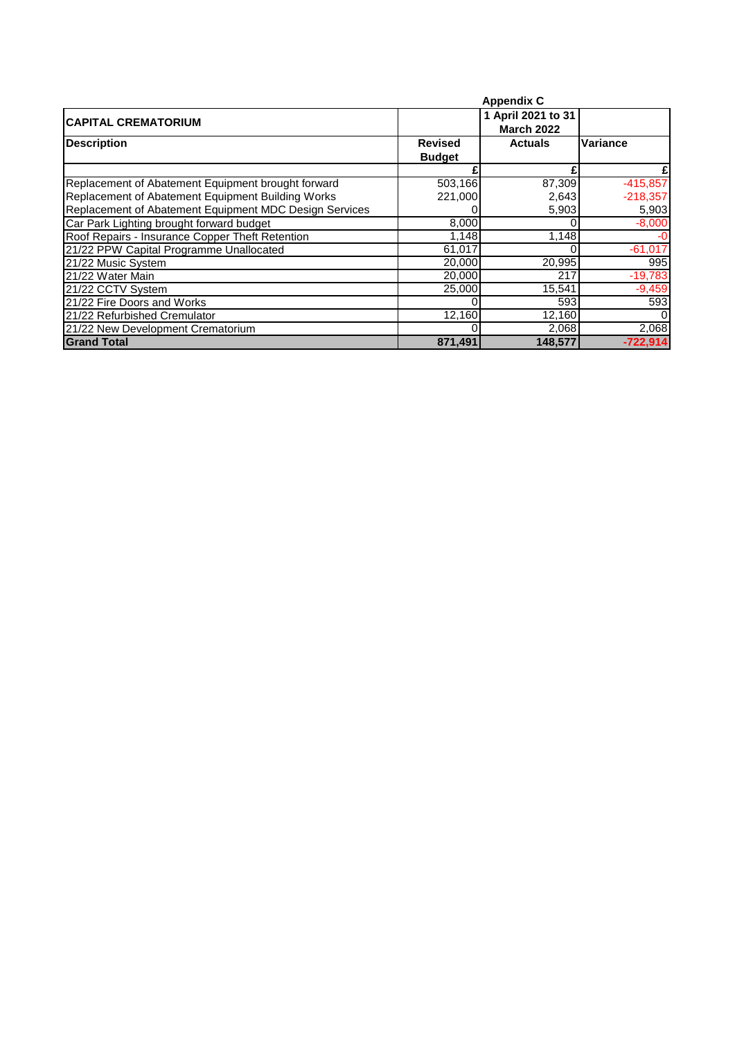**Appendix C**

| CAPITAL CREMATORIUM | | 1 April 2021 to 31 March 2022 | |
|---|---|---|---|
| **Description** | **Revised Budget** | **Actuals** | **Variance** |
| | £ | £ | £ |
| Replacement of Abatement Equipment brought forward | 503,166 | 87,309 | -415,857 |
| Replacement of Abatement Equipment Building Works | 221,000 | 2,643 | -218,357 |
| Replacement of Abatement Equipment MDC Design Services | 0 | 5,903 | 5,903 |
| Car Park Lighting brought forward budget | 8,000 | 0 | -8,000 |
| Roof Repairs - Insurance Copper Theft Retention | 1,148 | 1,148 | -0 |
| 21/22 PPW Capital Programme Unallocated | 61,017 | 0 | -61,017 |
| 21/22 Music System | 20,000 | 20,995 | 995 |
| 21/22 Water Main | 20,000 | 217 | -19,783 |
| 21/22 CCTV System | 25,000 | 15,541 | -9,459 |
| 21/22 Fire Doors and Works | 0 | 593 | 593 |
| 21/22 Refurbished Cremulator | 12,160 | 12,160 | 0 |
| 21/22 New Development Crematorium | 0 | 2,068 | 2,068 |
| **Grand Total** | **871,491** | **148,577** | **-722,914** |